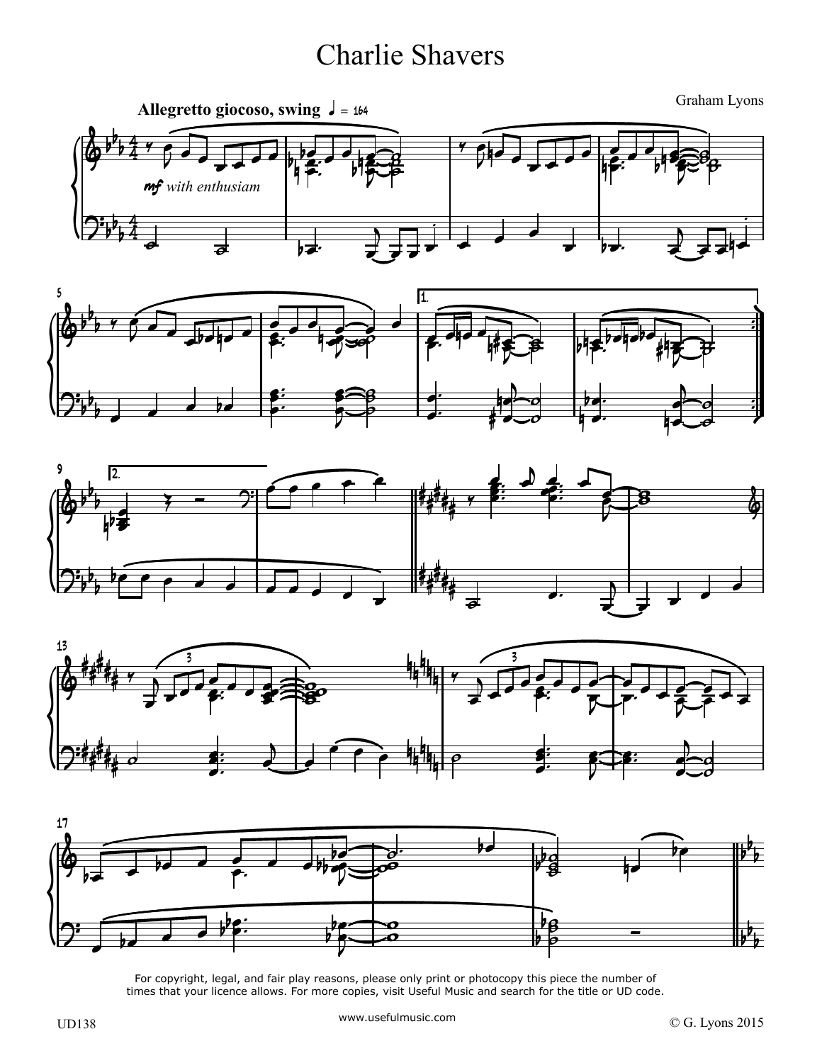# Charlie Shavers

Graham Lyons

**Allegretto giocoso, swing** ♩ = 164

*mf with enthusiam*

For copyright, legal, and fair play reasons, please only print or photocopy this piece the number of times that your licence allows. For more copies, visit Useful Music and search for the title or UD code.

UD138

www.usefulmusic.com

© G. Lyons 2015